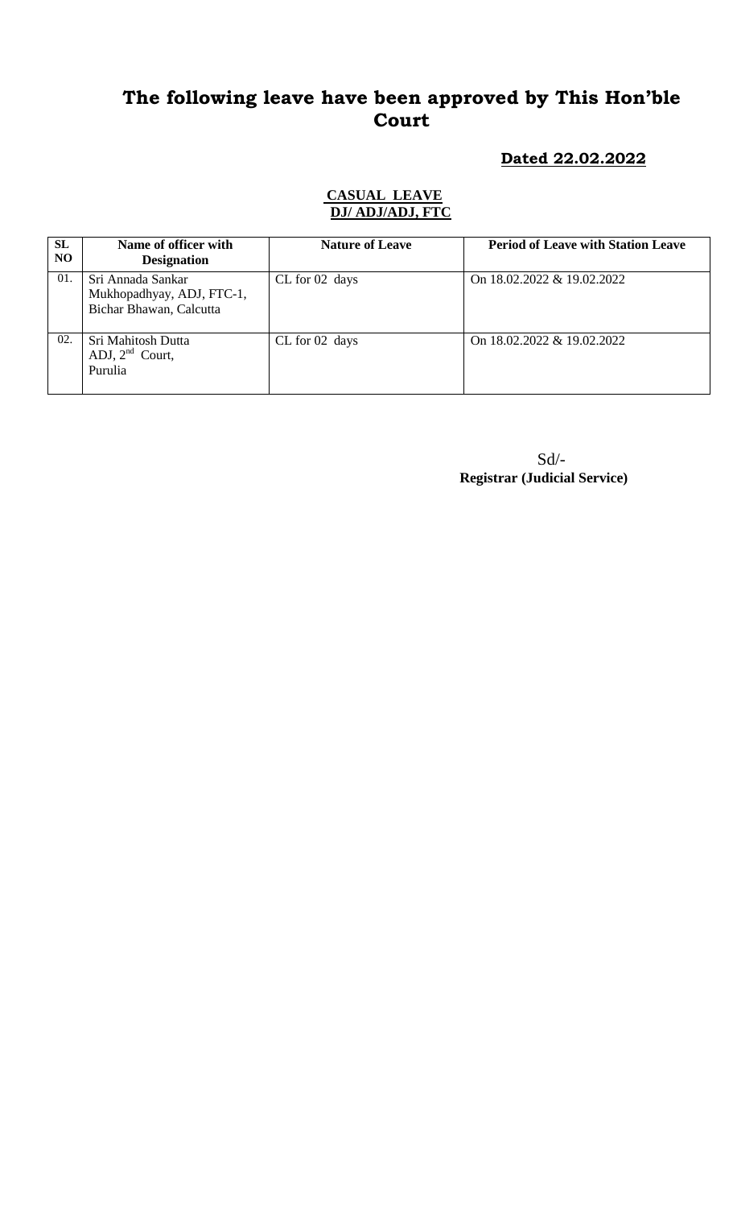# The following leave have been approved by This Hon'ble Court

**Dated 22.02.2022**

**CASUAL LEAVE**
**DJ/ ADJ/ADJ, FTC**

| SL NO | Name of officer with Designation | Nature of Leave | Period of Leave with Station Leave |
|---|---|---|---|
| 01. | Sri Annada Sankar Mukhopadhyay, ADJ, FTC-1, Bichar Bhawan, Calcutta | CL for 02 days | On 18.02.2022 & 19.02.2022 |
| 02. | Sri Mahitosh Dutta ADJ, 2nd Court, Purulia | CL for 02 days | On 18.02.2022 & 19.02.2022 |

Sd/-
**Registrar (Judicial Service)**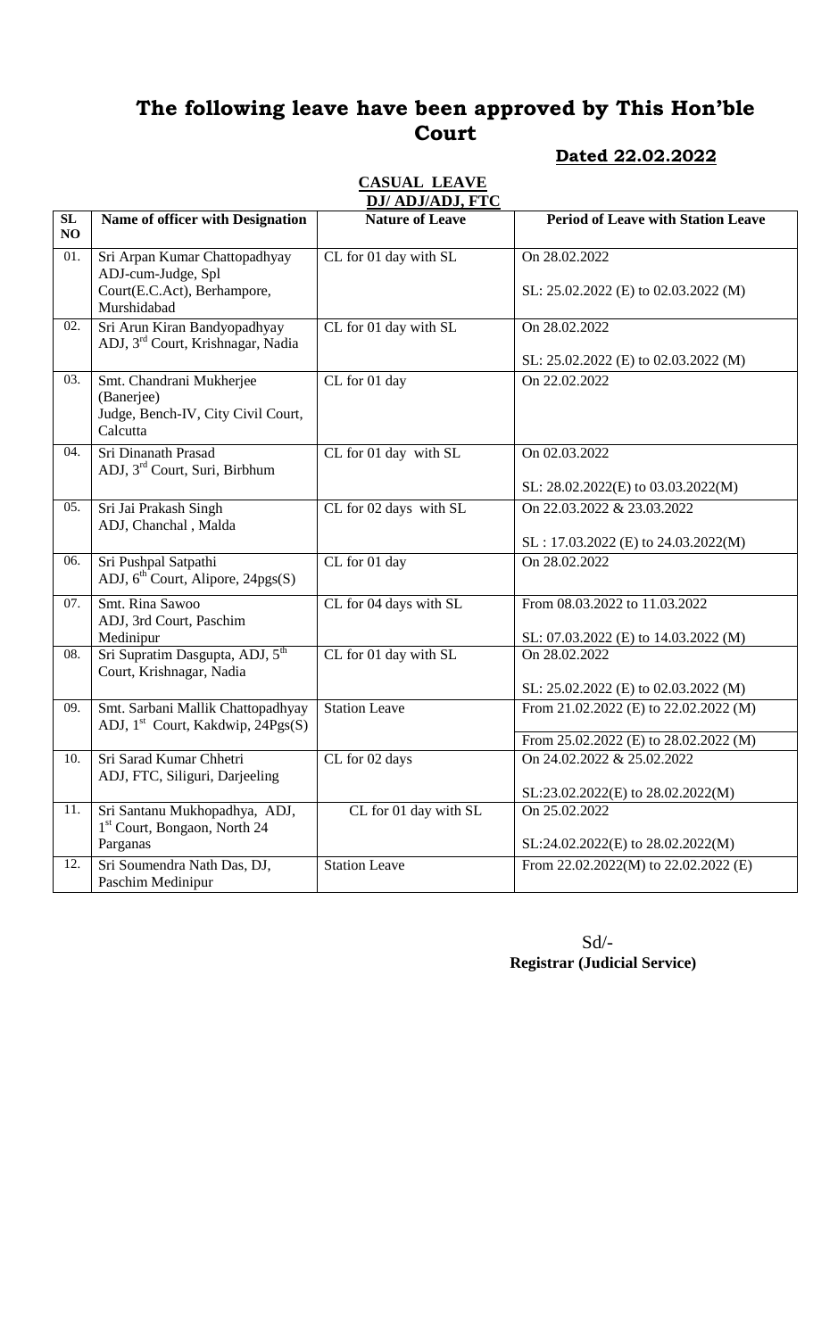# The following leave have been approved by This Hon'ble Court

**Dated 22.02.2022**

**CASUAL LEAVE**
**DJ/ ADJ/ADJ, FTC**

| SL NO | Name of officer with Designation | Nature of Leave | Period of Leave with Station Leave |
|---|---|---|---|
| 01. | Sri Arpan Kumar Chattopadhyay ADJ-cum-Judge, Spl Court(E.C.Act), Berhampore, Murshidabad | CL for 01 day with SL | On 28.02.2022<br><br>SL: 25.02.2022 (E) to 02.03.2022 (M) |
| 02. | Sri Arun Kiran Bandyopadhyay ADJ, 3rd Court, Krishnagar, Nadia | CL for 01 day with SL | On 28.02.2022<br><br>SL: 25.02.2022 (E) to 02.03.2022 (M) |
| 03. | Smt. Chandrani Mukherjee (Banerjee) Judge, Bench-IV, City Civil Court, Calcutta | CL for 01 day | On 22.02.2022 |
| 04. | Sri Dinanath Prasad ADJ, 3rd Court, Suri, Birbhum | CL for 01 day with SL | On 02.03.2022<br><br>SL: 28.02.2022(E) to 03.03.2022(M) |
| 05. | Sri Jai Prakash Singh ADJ, Chanchal , Malda | CL for 02 days with SL | On 22.03.2022 & 23.03.2022<br><br>SL : 17.03.2022 (E) to 24.03.2022(M) |
| 06. | Sri Pushpal Satpathi ADJ, 6th Court, Alipore, 24pgs(S) | CL for 01 day | On 28.02.2022 |
| 07. | Smt. Rina Sawoo ADJ, 3rd Court, Paschim Medinipur | CL for 04 days with SL | From 08.03.2022 to 11.03.2022<br><br>SL: 07.03.2022 (E) to 14.03.2022 (M) |
| 08. | Sri Supratim Dasgupta, ADJ, 5th Court, Krishnagar, Nadia | CL for 01 day with SL | On 28.02.2022<br><br>SL: 25.02.2022 (E) to 02.03.2022 (M) |
| 09. | Smt. Sarbani Mallik Chattopadhyay ADJ, 1st Court, Kakdwip, 24Pgs(S) | Station Leave | From 21.02.2022 (E) to 22.02.2022 (M)<br><br>From 25.02.2022 (E) to 28.02.2022 (M) |
| 10. | Sri Sarad Kumar Chhetri ADJ, FTC, Siliguri, Darjeeling | CL for 02 days | On 24.02.2022 & 25.02.2022<br><br>SL:23.02.2022(E) to 28.02.2022(M) |
| 11. | Sri Santanu Mukhopadhya, ADJ, 1st Court, Bongaon, North 24 Parganas | CL for 01 day with SL | On 25.02.2022<br><br>SL:24.02.2022(E) to 28.02.2022(M) |
| 12. | Sri Soumendra Nath Das, DJ, Paschim Medinipur | Station Leave | From 22.02.2022(M) to 22.02.2022 (E) |

Sd/-
**Registrar (Judicial Service)**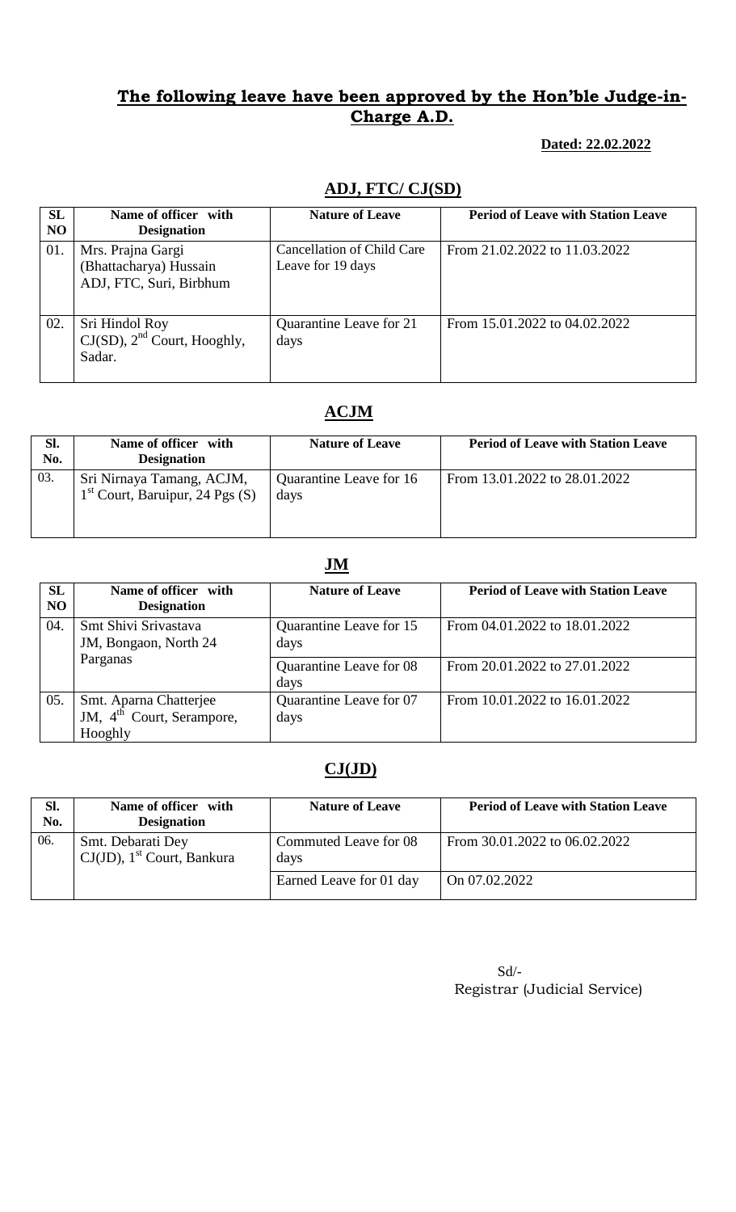## The following leave have been approved by the Hon'ble Judge-in-Charge A.D.

**Dated: 22.02.2022**

### ADJ, FTC/ CJ(SD)

| SL NO | Name of officer with Designation | Nature of Leave | Period of Leave with Station Leave |
|---|---|---|---|
| 01. | Mrs. Prajna Gargi (Bhattacharya) Hussain ADJ, FTC, Suri, Birbhum | Cancellation of Child Care Leave for 19 days | From 21.02.2022 to 11.03.2022 |
| 02. | Sri Hindol Roy CJ(SD), 2nd Court, Hooghly, Sadar. | Quarantine Leave for 21 days | From 15.01.2022 to 04.02.2022 |

### ACJM

| Sl. No. | Name of officer with Designation | Nature of Leave | Period of Leave with Station Leave |
|---|---|---|---|
| 03. | Sri Nirnaya Tamang, ACJM, 1st Court, Baruipur, 24 Pgs (S) | Quarantine Leave for 16 days | From 13.01.2022 to 28.01.2022 |

### JM

| SL NO | Name of officer with Designation | Nature of Leave | Period of Leave with Station Leave |
|---|---|---|---|
| 04. | Smt Shivi Srivastava JM, Bongaon, North 24 Parganas | Quarantine Leave for 15 days | From 04.01.2022 to 18.01.2022 |
| | | Quarantine Leave for 08 days | From 20.01.2022 to 27.01.2022 |
| 05. | Smt. Aparna Chatterjee JM, 4th Court, Serampore, Hooghly | Quarantine Leave for 07 days | From 10.01.2022 to 16.01.2022 |

### CJ(JD)

| Sl. No. | Name of officer with Designation | Nature of Leave | Period of Leave with Station Leave |
|---|---|---|---|
| 06. | Smt. Debarati Dey CJ(JD), 1st Court, Bankura | Commuted Leave for 08 days | From 30.01.2022 to 06.02.2022 |
| | | Earned Leave for 01 day | On 07.02.2022 |

Sd/-
Registrar (Judicial Service)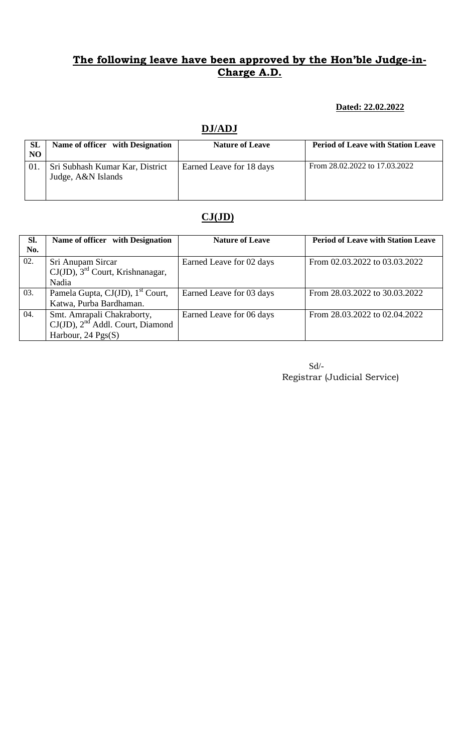# The following leave have been approved by the Hon'ble Judge-in-Charge A.D.

**Dated: 22.02.2022**

## DJ/ADJ

| SL NO | Name of officer with Designation | Nature of Leave | Period of Leave with Station Leave |
|---|---|---|---|
| 01. | Sri Subhash Kumar Kar, District Judge, A&N Islands | Earned Leave for 18 days | From 28.02.2022 to 17.03.2022 |

## CJ(JD)

| Sl. No. | Name of officer with Designation | Nature of Leave | Period of Leave with Station Leave |
|---|---|---|---|
| 02. | Sri Anupam Sircar CJ(JD), 3rd Court, Krishnanagar, Nadia | Earned Leave for 02 days | From 02.03.2022 to 03.03.2022 |
| 03. | Pamela Gupta, CJ(JD), 1st Court, Katwa, Purba Bardhaman. | Earned Leave for 03 days | From 28.03.2022 to 30.03.2022 |
| 04. | Smt. Amrapali Chakraborty, CJ(JD), 2nd Addl. Court, Diamond Harbour, 24 Pgs(S) | Earned Leave for 06 days | From 28.03.2022 to 02.04.2022 |

Sd/-
Registrar (Judicial Service)